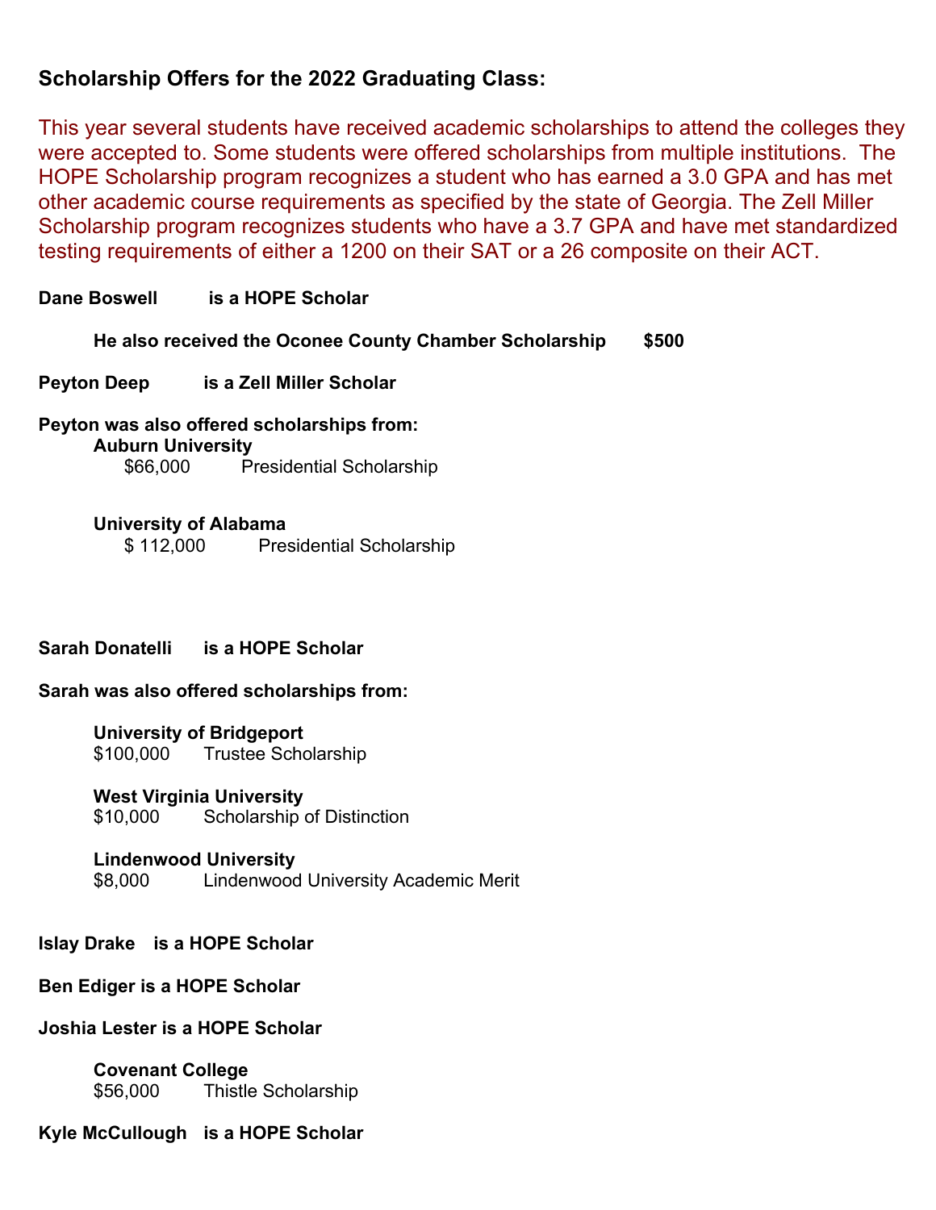## Scholarship Offers for the 2022 Graduating Class:

This year several students have received academic scholarships to attend the colleges they were accepted to. Some students were offered scholarships from multiple institutions. The HOPE Scholarship program recognizes a student who has earned a 3.0 GPA and has met other academic course requirements as specified by the state of Georgia. The Zell Miller Scholarship program recognizes students who have a 3.7 GPA and have met standardized testing requirements of either a 1200 on their SAT or a 26 composite on their ACT.

**Dane Boswell is a HOPE Scholar**

**He also received the Oconee County Chamber Scholarship $500**

**Peyton Deep is a Zell Miller Scholar**

**Peyton was also offered scholarships from:**

**Auburn University**
$66,000 Presidential Scholarship

**University of Alabama**
$ 112,000 Presidential Scholarship

**Sarah Donatelli is a HOPE Scholar**

**Sarah was also offered scholarships from:**

**University of Bridgeport**
$100,000 Trustee Scholarship

**West Virginia University**
$10,000 Scholarship of Distinction

**Lindenwood University**
$8,000 Lindenwood University Academic Merit

**Islay Drake is a HOPE Scholar**

**Ben Ediger is a HOPE Scholar**

**Joshia Lester is a HOPE Scholar**

**Covenant College**
$56,000 Thistle Scholarship

**Kyle McCullough is a HOPE Scholar**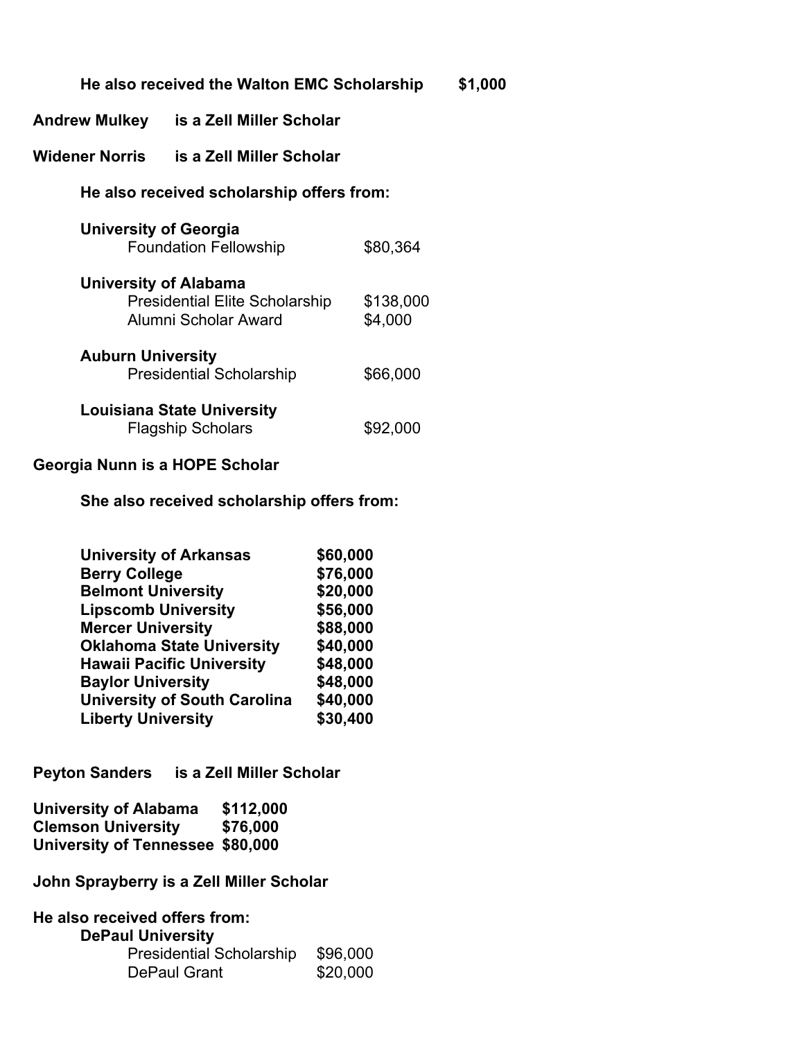**He also received the Walton EMC Scholarship $1,000**

**Andrew Mulkey is a Zell Miller Scholar**

**Widener Norris is a Zell Miller Scholar**

**He also received scholarship offers from:**

**University of Georgia**

| | |
|---|---|
| Foundation Fellowship | $80,364 |

**University of Alabama**

| | |
|---|---|
| Presidential Elite Scholarship | $138,000 |
| Alumni Scholar Award | $4,000 |

**Auburn University**

| | |
|---|---|
| Presidential Scholarship | $66,000 |

**Louisiana State University**

| | |
|---|---|
| Flagship Scholars | $92,000 |

**Georgia Nunn is a HOPE Scholar**

**She also received scholarship offers from:**

| | |
|---|---|
| **University of Arkansas** | **$60,000** |
| **Berry College** | **$76,000** |
| **Belmont University** | **$20,000** |
| **Lipscomb University** | **$56,000** |
| **Mercer University** | **$88,000** |
| **Oklahoma State University** | **$40,000** |
| **Hawaii Pacific University** | **$48,000** |
| **Baylor University** | **$48,000** |
| **University of South Carolina** | **$40,000** |
| **Liberty University** | **$30,400** |

**Peyton Sanders is a Zell Miller Scholar**

| | |
|---|---|
| **University of Alabama** | **$112,000** |
| **Clemson University** | **$76,000** |
| **University of Tennessee** | **$80,000** |

**John Sprayberry is a Zell Miller Scholar**

**He also received offers from:**

**DePaul University**

| | |
|---|---|
| Presidential Scholarship | $96,000 |
| DePaul Grant | $20,000 |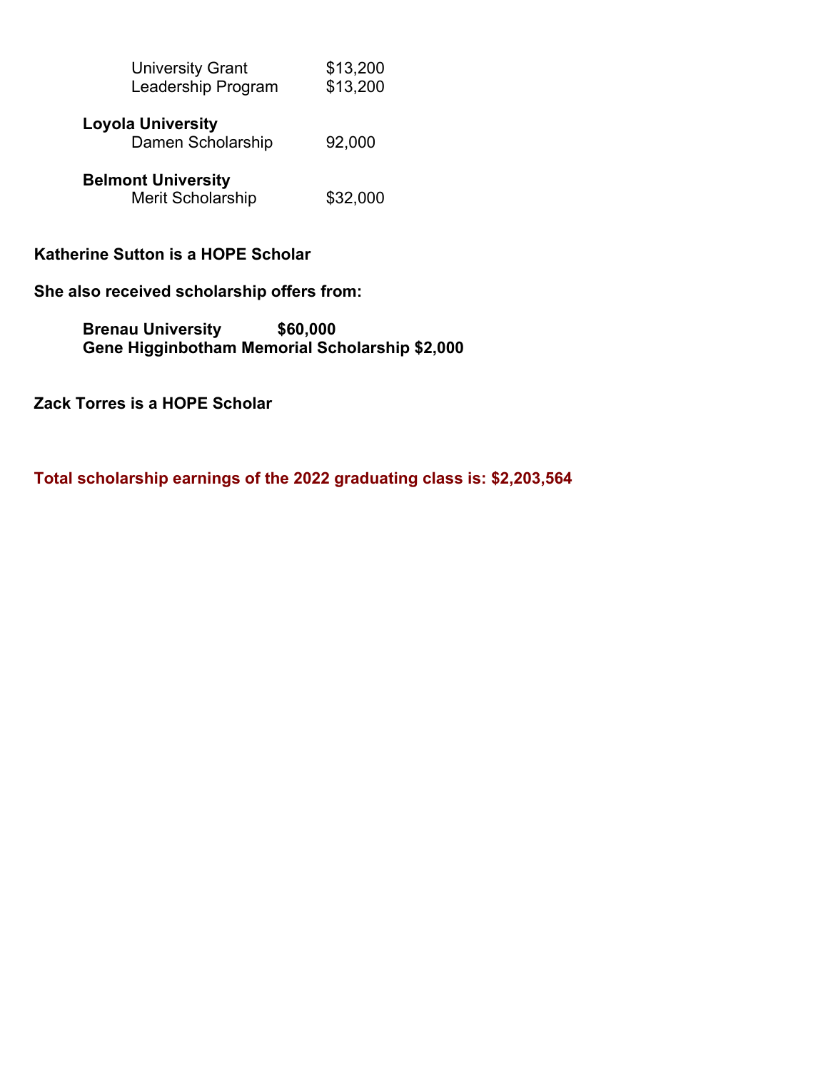University Grant $13,200
Leadership Program $13,200

**Loyola University**
Damen Scholarship 92,000

**Belmont University**
Merit Scholarship $32,000

**Katherine Sutton is a HOPE Scholar**

**She also received scholarship offers from:**

**Brenau University $60,000**
**Gene Higginbotham Memorial Scholarship $2,000**

**Zack Torres is a HOPE Scholar**

**Total scholarship earnings of the 2022 graduating class is: $2,203,564**